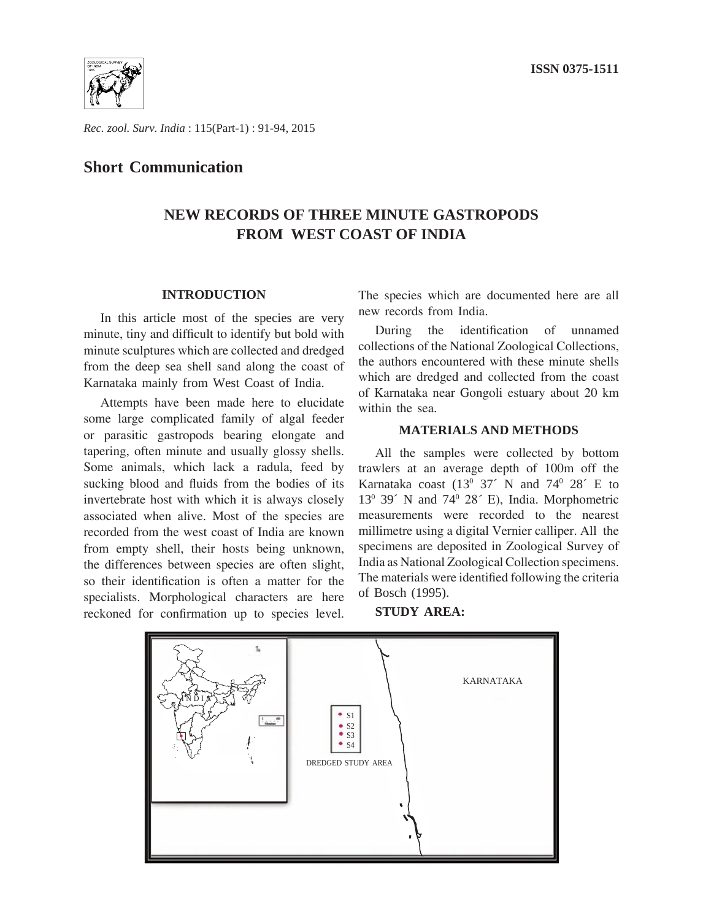ISSN 0375-1511

*Rec. zool. Surv. India* : 115(Part-1) : 91-94, 2015

## Short Communication

# NEW RECORDS OF THREE MINUTE GASTROPODS FROM WEST COAST OF INDIA

### INTRODUCTION

In this article most of the species are very minute, tiny and difficult to identify but bold with minute sculptures which are collected and dredged from the deep sea shell sand along the coast of Karnataka mainly from West Coast of India.

Attempts have been made here to elucidate some large complicated family of algal feeder or parasitic gastropods bearing elongate and tapering, often minute and usually glossy shells. Some animals, which lack a radula, feed by sucking blood and fluids from the bodies of its invertebrate host with which it is always closely associated when alive. Most of the species are recorded from the west coast of India are known from empty shell, their hosts being unknown, the differences between species are often slight, so their identification is often a matter for the specialists. Morphological characters are here reckoned for confirmation up to species level. The species which are documented here are all new records from India.

During the identification of unnamed collections of the National Zoological Collections, the authors encountered with these minute shells which are dredged and collected from the coast of Karnataka near Gongoli estuary about 20 km within the sea.

### MATERIALS AND METHODS

All the samples were collected by bottom trawlers at an average depth of 100m off the Karnataka coast ($13^0$ 37´ N and $74^0$ 28´ E to $13^0$ 39´ N and $74^0$ 28´ E), India. Morphometric measurements were recorded to the nearest millimetre using a digital Vernier calliper. All the specimens are deposited in Zoological Survey of India as National Zoological Collection specimens. The materials were identified following the criteria of Bosch (1995).

**STUDY AREA:**

INDIA

KARNATAKA

S1
S2
S3
S4

DREDGED STUDY AREA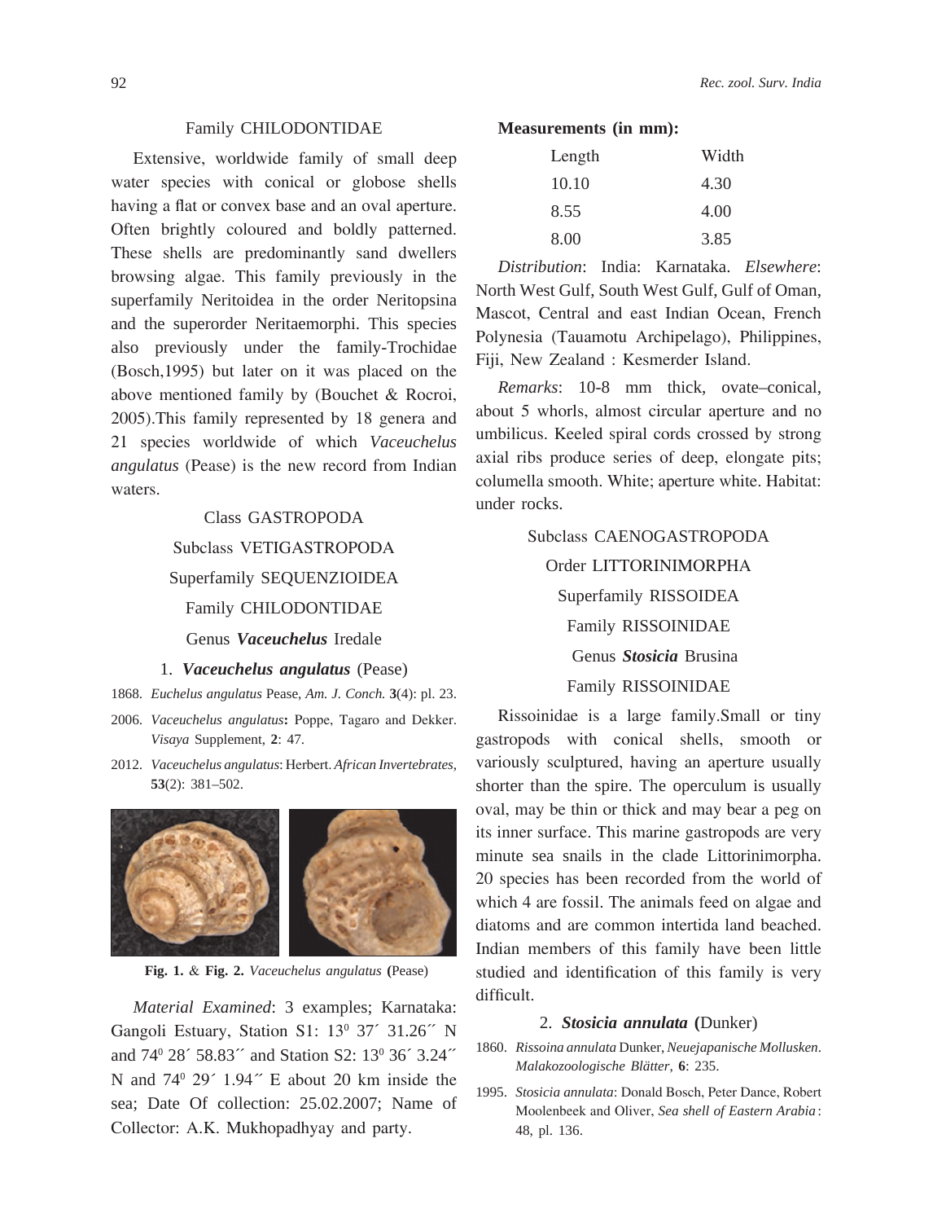Family CHILODONTIDAE

Extensive, worldwide family of small deep water species with conical or globose shells having a flat or convex base and an oval aperture. Often brightly coloured and boldly patterned. These shells are predominantly sand dwellers browsing algae. This family previously in the superfamily Neritoidea in the order Neritopsina and the superorder Neritaemorphi. This species also previously under the family-Trochidae (Bosch,1995) but later on it was placed on the above mentioned family by (Bouchet & Rocroi, 2005).This family represented by 18 genera and 21 species worldwide of which *Vaceuchelus angulatus* (Pease) is the new record from Indian waters.

Class GASTROPODA

Subclass VETIGASTROPODA

Superfamily SEQUENZIOIDEA

Family CHILODONTIDAE

Genus ***Vaceuchelus*** Iredale

1. ***Vaceuchelus angulatus*** (Pease)

1868. *Euchelus angulatus* Pease, *Am. J. Conch.* **3**(4): pl. 23.

2006. *Vaceuchelus angulatus***:** Poppe, Tagaro and Dekker. *Visaya* Supplement, **2**: 47.

2012. *Vaceuchelus angulatus*: Herbert. *African Invertebrates,* **53**(2): 381–502.

**Fig. 1.** & **Fig. 2.** *Vaceuchelus angulatus* **(**Pease)

*Material Examined*: 3 examples; Karnataka: Gangoli Estuary, Station S1: 13$^0$ 37´ 31.26´´ N and 74$^0$ 28´ 58.83´´ and Station S2: 13$^0$ 36´ 3.24´´ N and 74$^0$ 29´ 1.94´´ E about 20 km inside the sea; Date Of collection: 25.02.2007; Name of Collector: A.K. Mukhopadhyay and party.

**Measurements (in mm):**

| Length | Width |
|---|---|
| 10.10 | 4.30 |
| 8.55 | 4.00 |
| 8.00 | 3.85 |

*Distribution*: India: Karnataka. *Elsewhere*: North West Gulf, South West Gulf, Gulf of Oman, Mascot, Central and east Indian Ocean, French Polynesia (Tauamotu Archipelago), Philippines, Fiji, New Zealand : Kesmerder Island.

*Remarks*: 10-8 mm thick, ovate–conical, about 5 whorls, almost circular aperture and no umbilicus. Keeled spiral cords crossed by strong axial ribs produce series of deep, elongate pits; columella smooth. White; aperture white. Habitat: under rocks.

Subclass CAENOGASTROPODA

Order LITTORINIMORPHA

Superfamily RISSOIDEA

Family RISSOINIDAE

Genus ***Stosicia*** Brusina

Family RISSOINIDAE

Rissoinidae is a large family.Small or tiny gastropods with conical shells, smooth or variously sculptured, having an aperture usually shorter than the spire. The operculum is usually oval, may be thin or thick and may bear a peg on its inner surface. This marine gastropods are very minute sea snails in the clade Littorinimorpha. 20 species has been recorded from the world of which 4 are fossil. The animals feed on algae and diatoms and are common intertida land beached. Indian members of this family have been little studied and identification of this family is very difficult.

2. ***Stosicia annulata*** **(**Dunker)

1860. *Rissoina annulata* Dunker, *Neuejapanische Mollusken*. *Malakozoologische Blätter*, **6**: 235.

1995. *Stosicia annulata*: Donald Bosch, Peter Dance, Robert Moolenbeek and Oliver, *Sea shell of Eastern Arabia* : 48, pl. 136.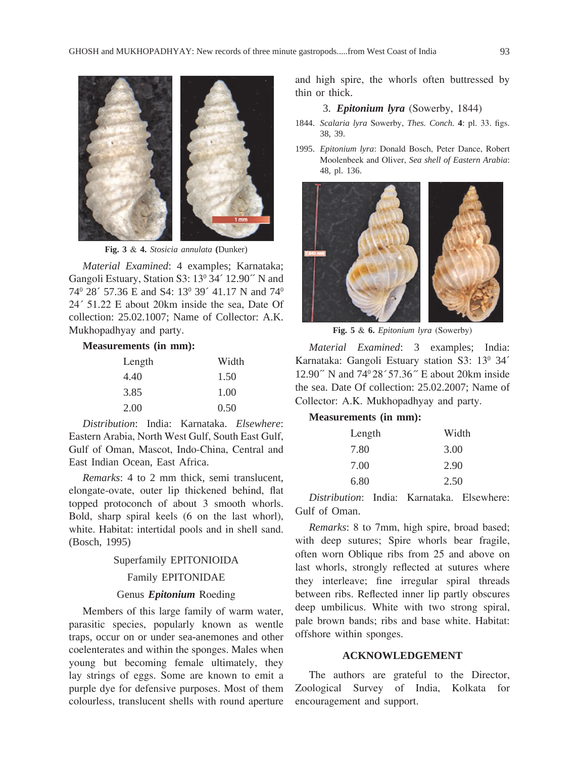Fig. 3 & 4. *Stosicia annulata* (Dunker)

*Material Examined*: 4 examples; Karnataka; Gangoli Estuary, Station S3: $13^0$ 34´ 12.90´´ N and $74^0$ 28´ 57.36 E and S4: $13^0$ 39´ 41.17 N and $74^0$ 24´ 51.22 E about 20km inside the sea, Date Of collection: 25.02.1007; Name of Collector: A.K. Mukhopadhyay and party.

**Measurements (in mm):**

| Length | Width |
|---|---|
| 4.40 | 1.50 |
| 3.85 | 1.00 |
| 2.00 | 0.50 |

*Distribution*: India: Karnataka. *Elsewhere*: Eastern Arabia, North West Gulf, South East Gulf, Gulf of Oman, Mascot, Indo-China, Central and East Indian Ocean, East Africa.

*Remarks*: 4 to 2 mm thick, semi translucent, elongate-ovate, outer lip thickened behind, flat topped protoconch of about 3 smooth whorls. Bold, sharp spiral keels (6 on the last whorl), white. Habitat: intertidal pools and in shell sand. (Bosch, 1995)

Superfamily EPITONIOIDA

Family EPITONIDAE

Genus ***Epitonium*** Roeding

Members of this large family of warm water, parasitic species, popularly known as wentle traps, occur on or under sea-anemones and other coelenterates and within the sponges. Males when young but becoming female ultimately, they lay strings of eggs. Some are known to emit a purple dye for defensive purposes. Most of them colourless, translucent shells with round aperture and high spire, the whorls often buttressed by thin or thick.

### 3. ***Epitonium lyra*** (Sowerby, 1844)

1844. *Scalaria lyra* Sowerby, *Thes. Conch.* **4**: pl. 33. figs. 38, 39.

1995. *Epitonium lyra*: Donald Bosch, Peter Dance, Robert Moolenbeek and Oliver, *Sea shell of Eastern Arabia*: 48, pl. 136.

Fig. 5 & 6. *Epitonium lyra* (Sowerby)

*Material Examined*: 3 examples; India: Karnataka: Gangoli Estuary station S3: $13^0$ 34´ 12.90´´ N and $74^0$ 28´ 57.36´´ E about 20km inside the sea. Date Of collection: 25.02.2007; Name of Collector: A.K. Mukhopadhyay and party.

**Measurements (in mm):**

| Length | Width |
|---|---|
| 7.80 | 3.00 |
| 7.00 | 2.90 |
| 6.80 | 2.50 |

*Distribution*: India: Karnataka. Elsewhere: Gulf of Oman.

*Remarks*: 8 to 7mm, high spire, broad based; with deep sutures; Spire whorls bear fragile, often worn Oblique ribs from 25 and above on last whorls, strongly reflected at sutures where they interleave; fine irregular spiral threads between ribs. Reflected inner lip partly obscures deep umbilicus. White with two strong spiral, pale brown bands; ribs and base white. Habitat: offshore within sponges.

## ACKNOWLEDGEMENT

The authors are grateful to the Director, Zoological Survey of India, Kolkata for encouragement and support.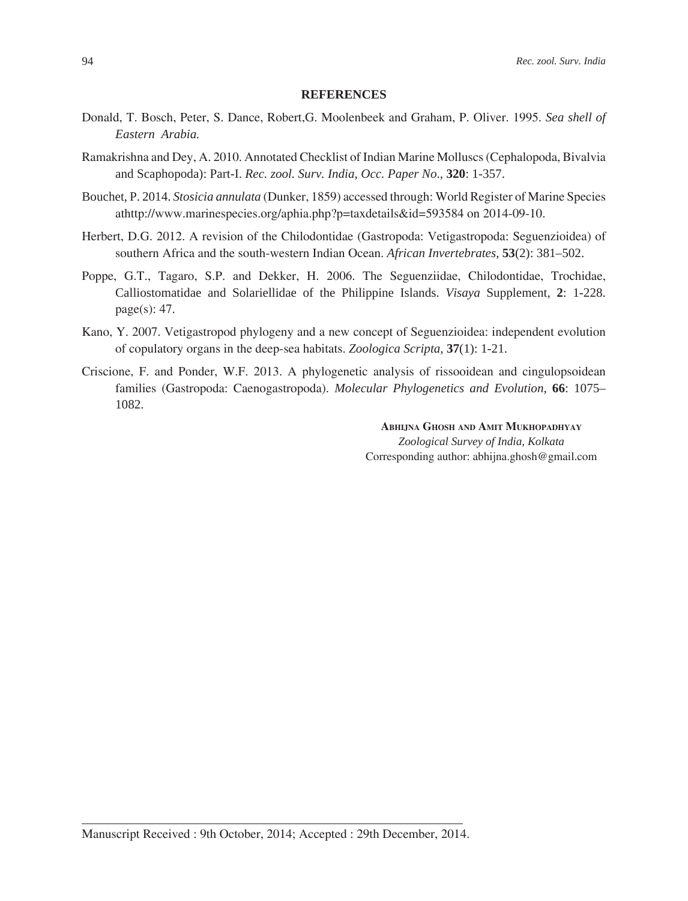## REFERENCES

Donald, T. Bosch, Peter, S. Dance, Robert,G. Moolenbeek and Graham, P. Oliver. 1995. *Sea shell of Eastern Arabia.*

Ramakrishna and Dey, A. 2010. Annotated Checklist of Indian Marine Molluscs (Cephalopoda, Bivalvia and Scaphopoda): Part-I. *Rec. zool. Surv. India, Occ. Paper No.*, **320**: 1-357.

Bouchet, P. 2014. *Stosicia annulata* (Dunker, 1859) accessed through: World Register of Marine Species athttp://www.marinespecies.org/aphia.php?p=taxdetails&id=593584 on 2014-09-10.

Herbert, D.G. 2012. A revision of the Chilodontidae (Gastropoda: Vetigastropoda: Seguenzioidea) of southern Africa and the south-western Indian Ocean. *African Invertebrates*, **53**(2): 381–502.

Poppe, G.T., Tagaro, S.P. and Dekker, H. 2006. The Seguenziidae, Chilodontidae, Trochidae, Calliostomatidae and Solariellidae of the Philippine Islands. *Visaya* Supplement, **2**: 1-228. page(s): 47.

Kano, Y. 2007. Vetigastropod phylogeny and a new concept of Seguenzioidea: independent evolution of copulatory organs in the deep-sea habitats. *Zoologica Scripta*, **37**(1): 1-21.

Criscione, F. and Ponder, W.F. 2013. A phylogenetic analysis of rissooidean and cingulopsoidean families (Gastropoda: Caenogastropoda). *Molecular Phylogenetics and Evolution*, **66**: 1075–1082.

**Abhijna Ghosh and Amit Mukhopadhyay**
*Zoological Survey of India, Kolkata*
Corresponding author: abhijna.ghosh@gmail.com

Manuscript Received : 9th October, 2014; Accepted : 29th December, 2014.